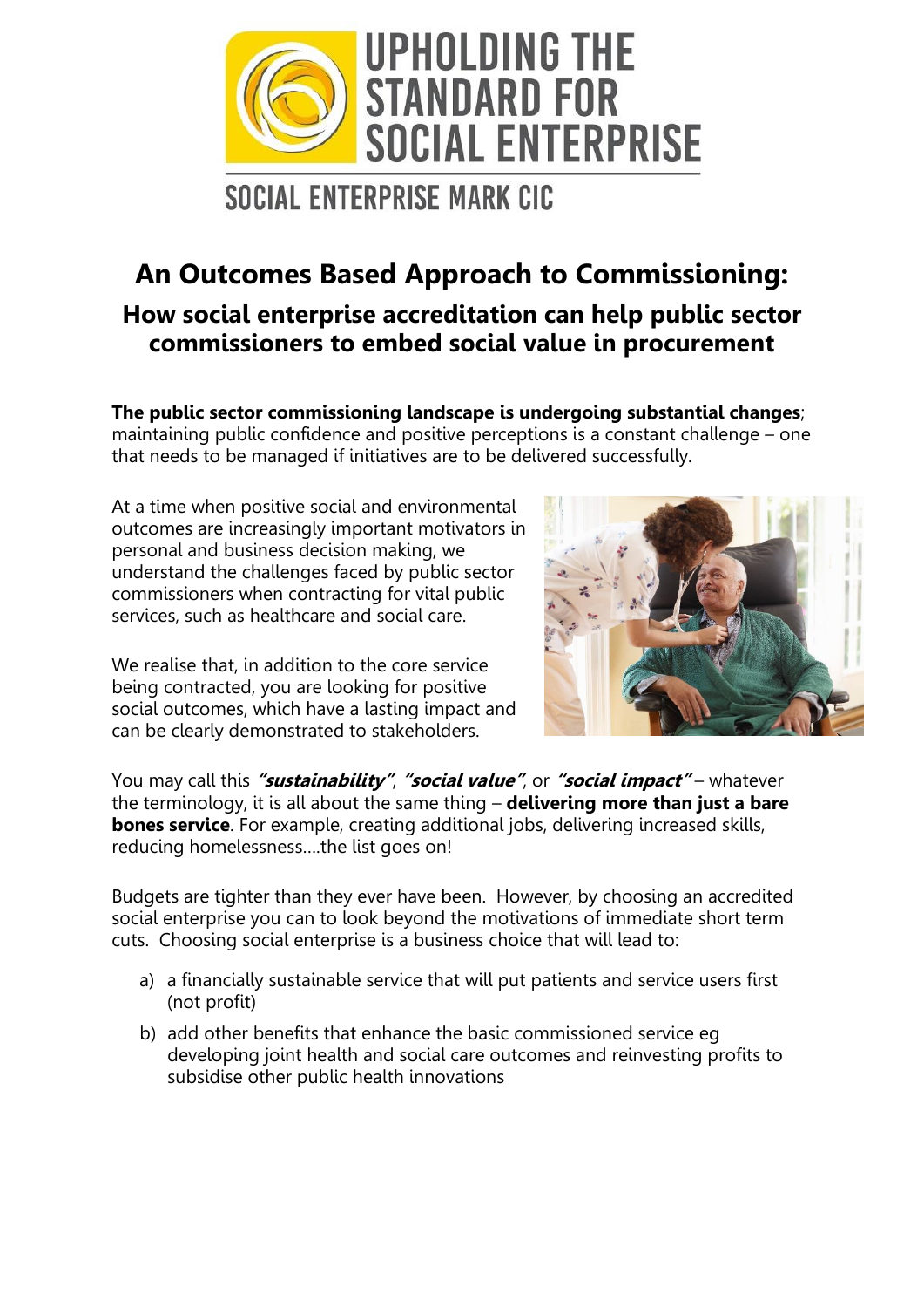UPHOLDING THE STANDARD FOR SOCIAL ENTERPRISE

SOCIAL ENTERPRISE MARK CIC

# An Outcomes Based Approach to Commissioning:

## How social enterprise accreditation can help public sector commissioners to embed social value in procurement

**The public sector commissioning landscape is undergoing substantial changes**; maintaining public confidence and positive perceptions is a constant challenge – one that needs to be managed if initiatives are to be delivered successfully.

At a time when positive social and environmental outcomes are increasingly important motivators in personal and business decision making, we understand the challenges faced by public sector commissioners when contracting for vital public services, such as healthcare and social care.

We realise that, in addition to the core service being contracted, you are looking for positive social outcomes, which have a lasting impact and can be clearly demonstrated to stakeholders.

You may call this ***"sustainability"***, ***"social value"***, or ***"social impact"*** – whatever the terminology, it is all about the same thing – **delivering more than just a bare bones service**. For example, creating additional jobs, delivering increased skills, reducing homelessness….the list goes on!

Budgets are tighter than they ever have been. However, by choosing an accredited social enterprise you can to look beyond the motivations of immediate short term cuts. Choosing social enterprise is a business choice that will lead to:

a) a financially sustainable service that will put patients and service users first (not profit)
b) add other benefits that enhance the basic commissioned service eg developing joint health and social care outcomes and reinvesting profits to subsidise other public health innovations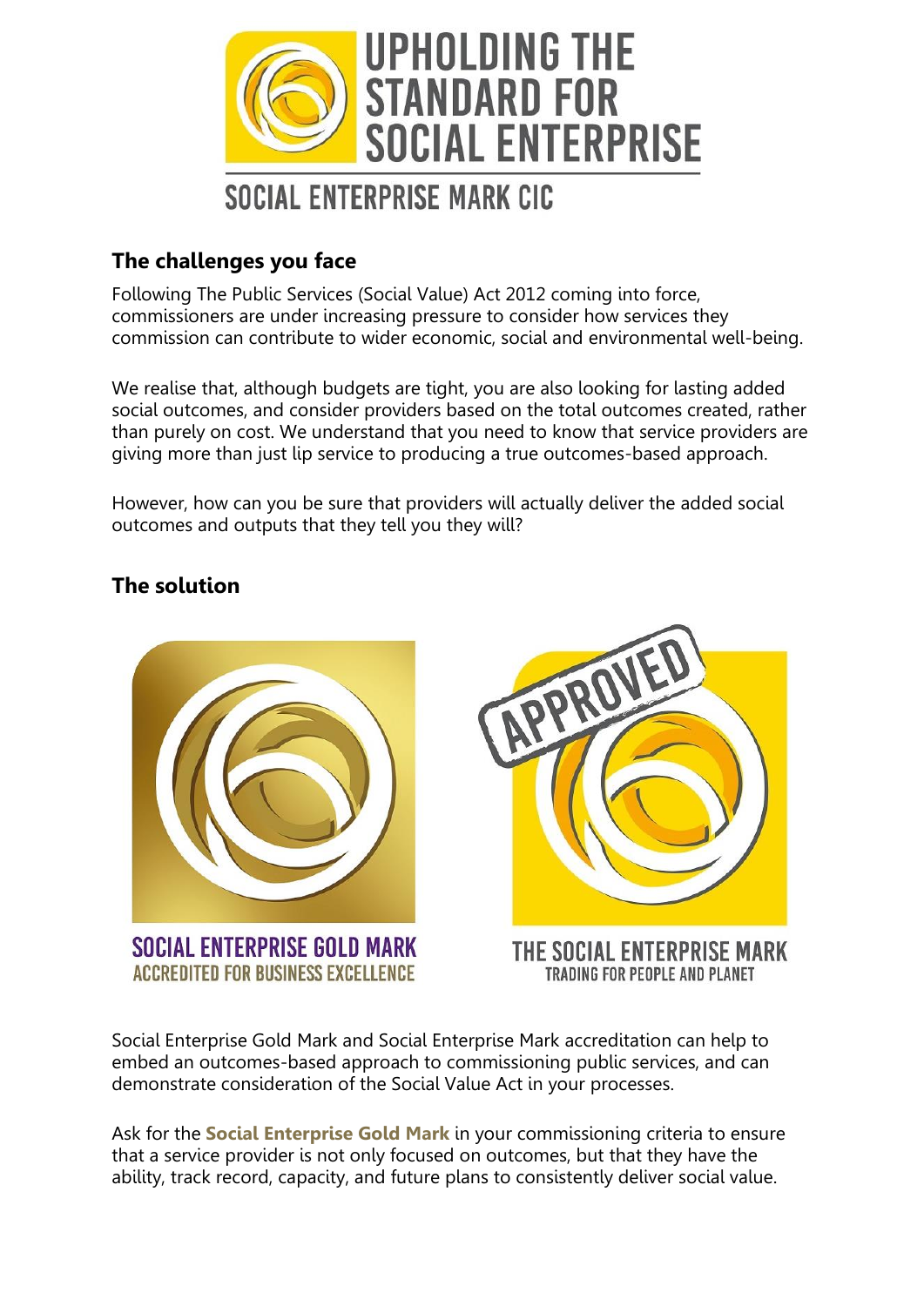# UPHOLDING THE STANDARD FOR SOCIAL ENTERPRISE

SOCIAL ENTERPRISE MARK CIC

## The challenges you face

Following The Public Services (Social Value) Act 2012 coming into force, commissioners are under increasing pressure to consider how services they commission can contribute to wider economic, social and environmental well-being.

We realise that, although budgets are tight, you are also looking for lasting added social outcomes, and consider providers based on the total outcomes created, rather than purely on cost. We understand that you need to know that service providers are giving more than just lip service to producing a true outcomes-based approach.

However, how can you be sure that providers will actually deliver the added social outcomes and outputs that they tell you they will?

## The solution

SOCIAL ENTERPRISE GOLD MARK
ACCREDITED FOR BUSINESS EXCELLENCE

APPROVED
THE SOCIAL ENTERPRISE MARK
TRADING FOR PEOPLE AND PLANET

Social Enterprise Gold Mark and Social Enterprise Mark accreditation can help to embed an outcomes-based approach to commissioning public services, and can demonstrate consideration of the Social Value Act in your processes.

Ask for the **Social Enterprise Gold Mark** in your commissioning criteria to ensure that a service provider is not only focused on outcomes, but that they have the ability, track record, capacity, and future plans to consistently deliver social value.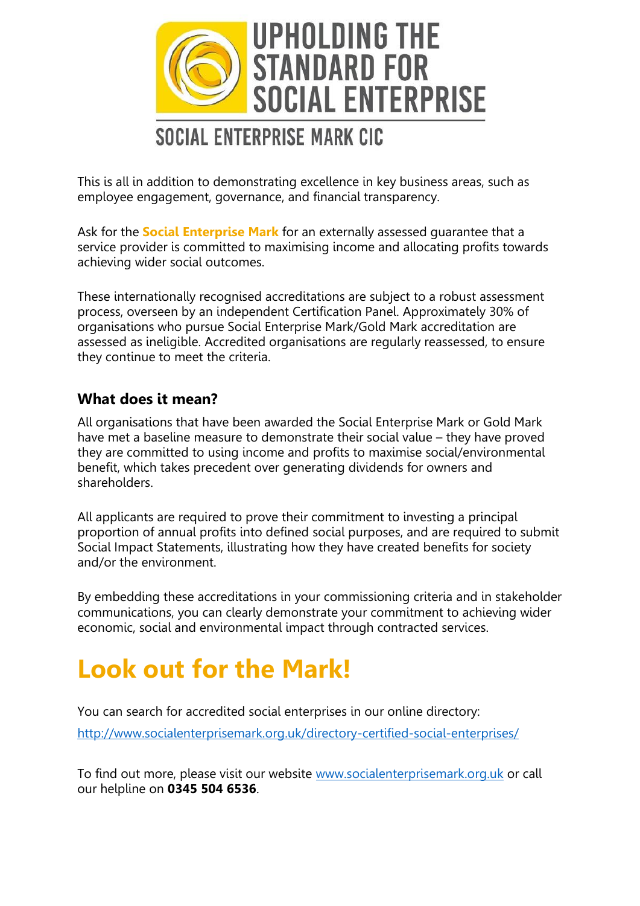UPHOLDING THE STANDARD FOR SOCIAL ENTERPRISE

SOCIAL ENTERPRISE MARK CIC

This is all in addition to demonstrating excellence in key business areas, such as employee engagement, governance, and financial transparency.

Ask for the **Social Enterprise Mark** for an externally assessed guarantee that a service provider is committed to maximising income and allocating profits towards achieving wider social outcomes.

These internationally recognised accreditations are subject to a robust assessment process, overseen by an independent Certification Panel. Approximately 30% of organisations who pursue Social Enterprise Mark/Gold Mark accreditation are assessed as ineligible. Accredited organisations are regularly reassessed, to ensure they continue to meet the criteria.

### What does it mean?

All organisations that have been awarded the Social Enterprise Mark or Gold Mark have met a baseline measure to demonstrate their social value – they have proved they are committed to using income and profits to maximise social/environmental benefit, which takes precedent over generating dividends for owners and shareholders.

All applicants are required to prove their commitment to investing a principal proportion of annual profits into defined social purposes, and are required to submit Social Impact Statements, illustrating how they have created benefits for society and/or the environment.

By embedding these accreditations in your commissioning criteria and in stakeholder communications, you can clearly demonstrate your commitment to achieving wider economic, social and environmental impact through contracted services.

# Look out for the Mark!

You can search for accredited social enterprises in our online directory:

http://www.socialenterprisemark.org.uk/directory-certified-social-enterprises/

To find out more, please visit our website www.socialenterprisemark.org.uk or call our helpline on **0345 504 6536**.